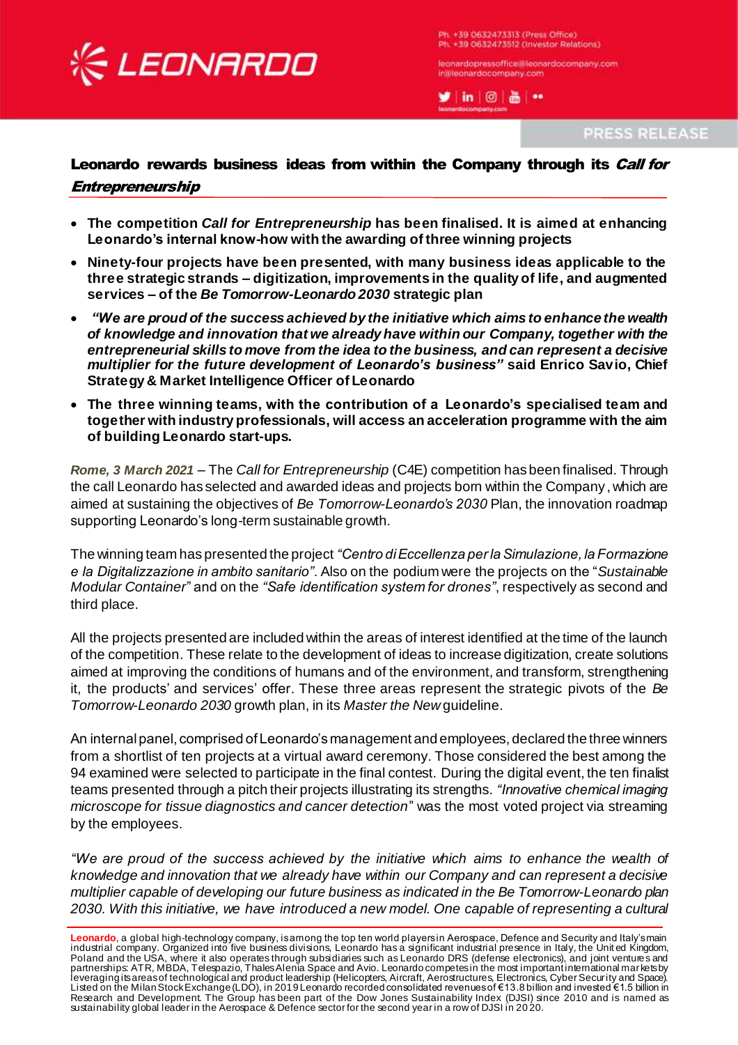PRESS RELEASE

# Leonardo rewards business ideas from within the Company through its *Call for Entrepreneurship*

- **The competition *Call for Entrepreneurship* has been finalised. It is aimed at enhancing Leonardo's internal know-how with the awarding of three winning projects**
- **Ninety-four projects have been presented, with many business ideas applicable to the three strategic strands – digitization, improvements in the quality of life, and augmented services – of the *Be Tomorrow-Leonardo 2030* strategic plan**
- ***"We are proud of the success achieved by the initiative which aims to enhance the wealth of knowledge and innovation that we already have within our Company, together with the entrepreneurial skills to move from the idea to the business, and can represent a decisive multiplier for the future development of Leonardo's business"* said Enrico Savio, Chief Strategy & Market Intelligence Officer of Leonardo**
- **The three winning teams, with the contribution of a Leonardo's specialised team and together with industry professionals, will access an acceleration programme with the aim of building Leonardo start-ups.**

***Rome, 3 March 2021*** – The *Call for Entrepreneurship* (C4E) competition has been finalised. Through the call Leonardo has selected and awarded ideas and projects born within the Company, which are aimed at sustaining the objectives of *Be Tomorrow-Leonardo's 2030* Plan, the innovation roadmap supporting Leonardo's long-term sustainable growth.

The winning team has presented the project *"Centro di Eccellenza per la Simulazione, la Formazione e la Digitalizzazione in ambito sanitario"*. Also on the podium were the projects on the "*Sustainable Modular Container*" and on the *"Safe identification system for drones"*, respectively as second and third place.

All the projects presented are included within the areas of interest identified at the time of the launch of the competition. These relate to the development of ideas to increase digitization, create solutions aimed at improving the conditions of humans and of the environment, and transform, strengthening it, the products' and services' offer. These three areas represent the strategic pivots of the *Be Tomorrow-Leonardo 2030* growth plan, in its *Master the New* guideline.

An internal panel, comprised of Leonardo's management and employees, declared the three winners from a shortlist of ten projects at a virtual award ceremony. Those considered the best among the 94 examined were selected to participate in the final contest. During the digital event, the ten finalist teams presented through a pitch their projects illustrating its strengths. *"Innovative chemical imaging microscope for tissue diagnostics and cancer detection*" was the most voted project via streaming by the employees.

*"We are proud of the success achieved by the initiative which aims to enhance the wealth of knowledge and innovation that we already have within our Company and can represent a decisive multiplier capable of developing our future business as indicated in the Be Tomorrow-Leonardo plan 2030. With this initiative, we have introduced a new model. One capable of representing a cultural*

**Leonardo**, a global high-technology company, is among the top ten world players in Aerospace, Defence and Security and Italy's main industrial company. Organized into five business divisions, Leonardo has a significant industrial presence in Italy, the United Kingdom, Poland and the USA, where it also operates through subsidiaries such as Leonardo DRS (defense electronics), and joint ventures and partnerships: ATR, MBDA, Telespazio, Thales Alenia Space and Avio. Leonardo competes in the most important international markets by leveraging its areas of technological and product leadership (Helicopters, Aircraft, Aerostructures, Electronics, Cyber Security and Space). Listed on the Milan Stock Exchange (LDO), in 2019 Leonardo recorded consolidated revenues of €13.8 billion and invested €1.5 billion in Research and Development. The Group has been part of the Dow Jones Sustainability Index (DJSI) since 2010 and is named as sustainability global leader in the Aerospace & Defence sector for the second year in a row of DJSI in 2020.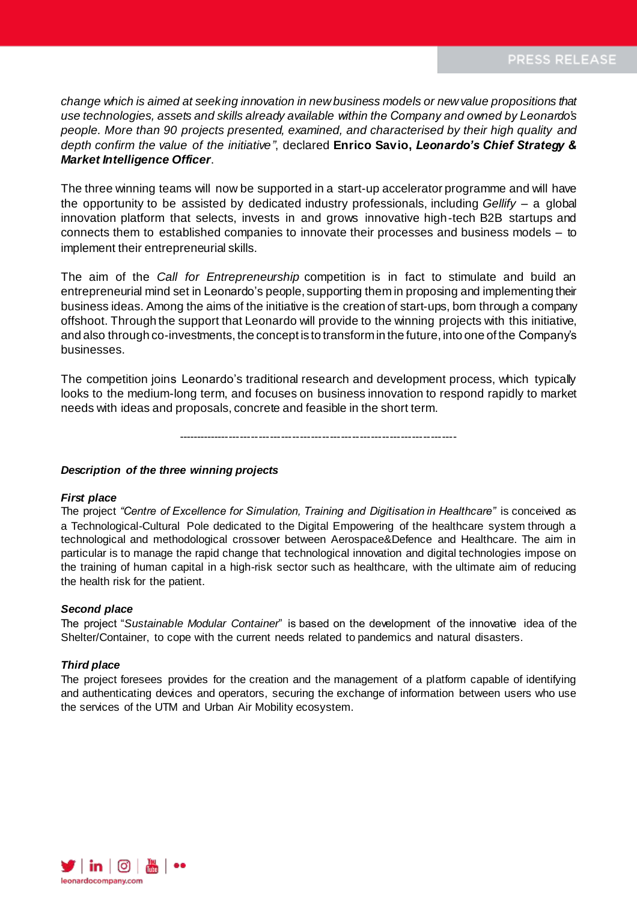*change which is aimed at seeking innovation in new business models or new value propositions that use technologies, assets and skills already available within the Company and owned by Leonardo's people. More than 90 projects presented, examined, and characterised by their high quality and depth confirm the value of the initiative"*, declared **Enrico Savio, *Leonardo's Chief Strategy & Market Intelligence Officer***.

The three winning teams will now be supported in a start-up accelerator programme and will have the opportunity to be assisted by dedicated industry professionals, including *Gellify* – a global innovation platform that selects, invests in and grows innovative high-tech B2B startups and connects them to established companies to innovate their processes and business models – to implement their entrepreneurial skills.

The aim of the *Call for Entrepreneurship* competition is in fact to stimulate and build an entrepreneurial mind set in Leonardo's people, supporting them in proposing and implementing their business ideas. Among the aims of the initiative is the creation of start-ups, born through a company offshoot. Through the support that Leonardo will provide to the winning projects with this initiative, and also through co-investments, the concept is to transform in the future, into one of the Company's businesses.

The competition joins Leonardo's traditional research and development process, which typically looks to the medium-long term, and focuses on business innovation to respond rapidly to market needs with ideas and proposals, concrete and feasible in the short term.

---

***Description of the three winning projects***

***First place***

The project *"Centre of Excellence for Simulation, Training and Digitisation in Healthcare"* is conceived as a Technological-Cultural Pole dedicated to the Digital Empowering of the healthcare system through a technological and methodological crossover between Aerospace&Defence and Healthcare. The aim in particular is to manage the rapid change that technological innovation and digital technologies impose on the training of human capital in a high-risk sector such as healthcare, with the ultimate aim of reducing the health risk for the patient.

***Second place***

The project "*Sustainable Modular Container*" is based on the development of the innovative idea of the Shelter/Container, to cope with the current needs related to pandemics and natural disasters.

***Third place***

The project foresees provides for the creation and the management of a platform capable of identifying and authenticating devices and operators, securing the exchange of information between users who use the services of the UTM and Urban Air Mobility ecosystem.